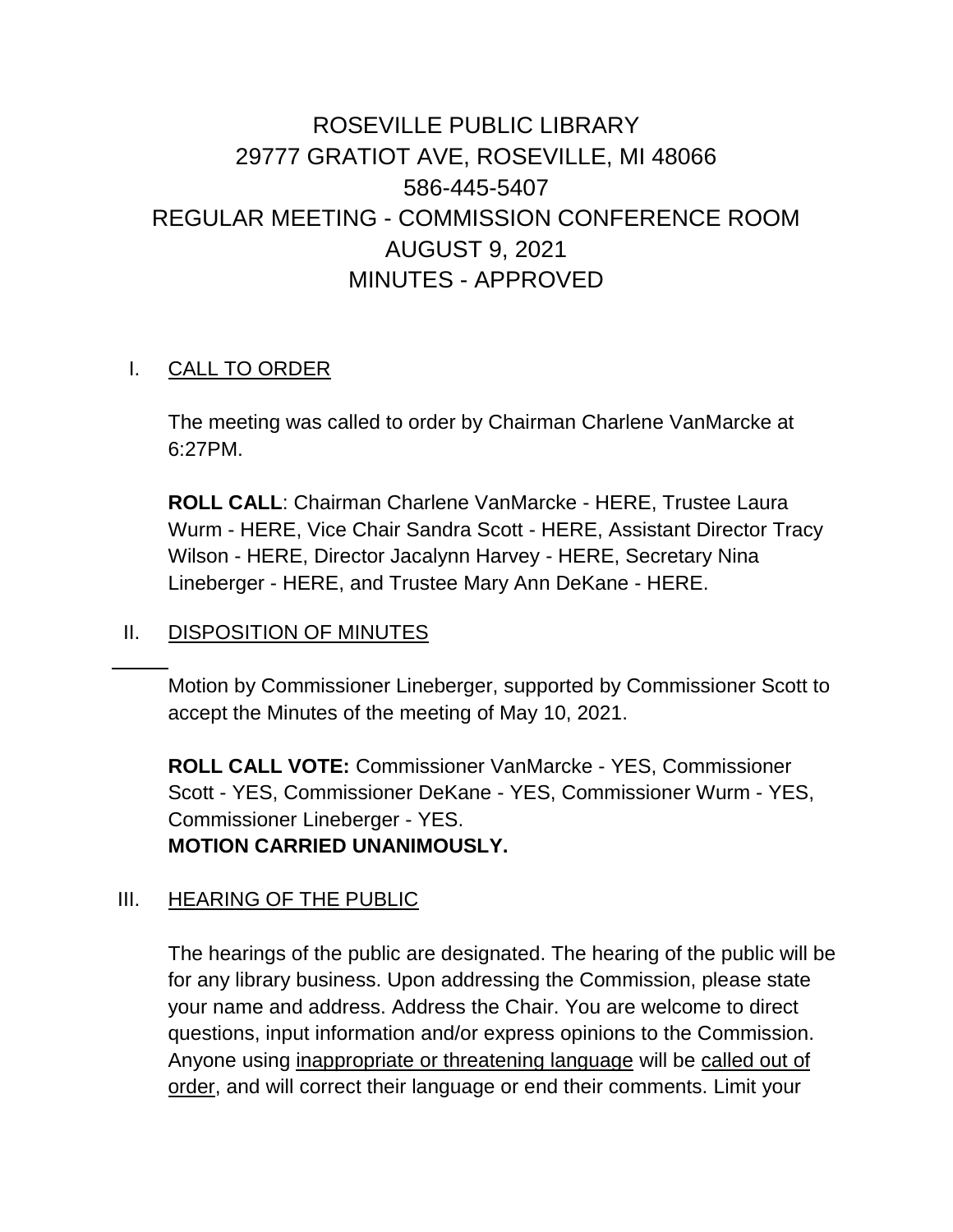# ROSEVILLE PUBLIC LIBRARY
## 29777 GRATIOT AVE, ROSEVILLE, MI 48066
## 586-445-5407
## REGULAR MEETING - COMMISSION CONFERENCE ROOM
## AUGUST 9, 2021
## MINUTES - APPROVED

### I. CALL TO ORDER

The meeting was called to order by Chairman Charlene VanMarcke at 6:27PM.

**ROLL CALL**: Chairman Charlene VanMarcke - HERE, Trustee Laura Wurm - HERE, Vice Chair Sandra Scott - HERE, Assistant Director Tracy Wilson - HERE, Director Jacalynn Harvey - HERE, Secretary Nina Lineberger - HERE, and Trustee Mary Ann DeKane - HERE.

### II. DISPOSITION OF MINUTES

Motion by Commissioner Lineberger, supported by Commissioner Scott to accept the Minutes of the meeting of May 10, 2021.

**ROLL CALL VOTE:** Commissioner VanMarcke - YES, Commissioner Scott - YES, Commissioner DeKane - YES, Commissioner Wurm - YES, Commissioner Lineberger - YES.
**MOTION CARRIED UNANIMOUSLY.**

### III. HEARING OF THE PUBLIC

The hearings of the public are designated. The hearing of the public will be for any library business. Upon addressing the Commission, please state your name and address. Address the Chair. You are welcome to direct questions, input information and/or express opinions to the Commission. Anyone using inappropriate or threatening language will be called out of order, and will correct their language or end their comments. Limit your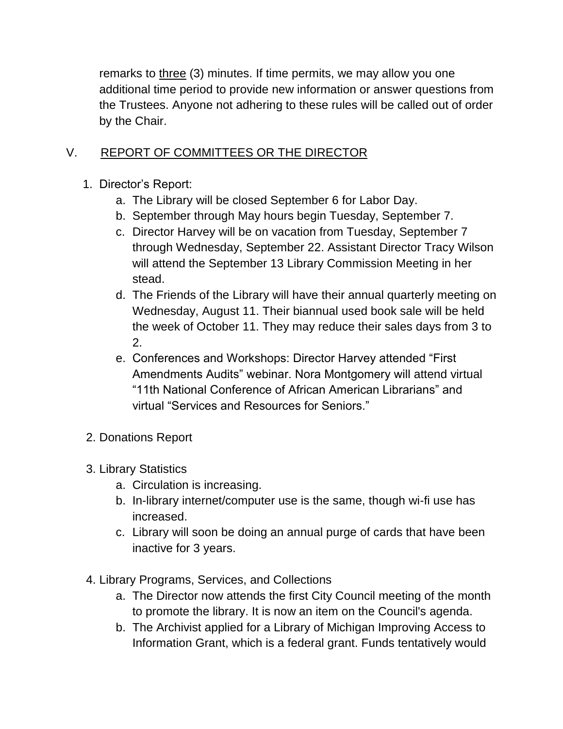remarks to three (3) minutes. If time permits, we may allow you one additional time period to provide new information or answer questions from the Trustees. Anyone not adhering to these rules will be called out of order by the Chair.

## V. REPORT OF COMMITTEES OR THE DIRECTOR

1. Director's Report:
    a. The Library will be closed September 6 for Labor Day.
    b. September through May hours begin Tuesday, September 7.
    c. Director Harvey will be on vacation from Tuesday, September 7 through Wednesday, September 22. Assistant Director Tracy Wilson will attend the September 13 Library Commission Meeting in her stead.
    d. The Friends of the Library will have their annual quarterly meeting on Wednesday, August 11. Their biannual used book sale will be held the week of October 11. They may reduce their sales days from 3 to 2.
    e. Conferences and Workshops: Director Harvey attended "First Amendments Audits" webinar. Nora Montgomery will attend virtual "11th National Conference of African American Librarians" and virtual "Services and Resources for Seniors."

2. Donations Report

3. Library Statistics
    a. Circulation is increasing.
    b. In-library internet/computer use is the same, though wi-fi use has increased.
    c. Library will soon be doing an annual purge of cards that have been inactive for 3 years.

4. Library Programs, Services, and Collections
    a. The Director now attends the first City Council meeting of the month to promote the library. It is now an item on the Council's agenda.
    b. The Archivist applied for a Library of Michigan Improving Access to Information Grant, which is a federal grant. Funds tentatively would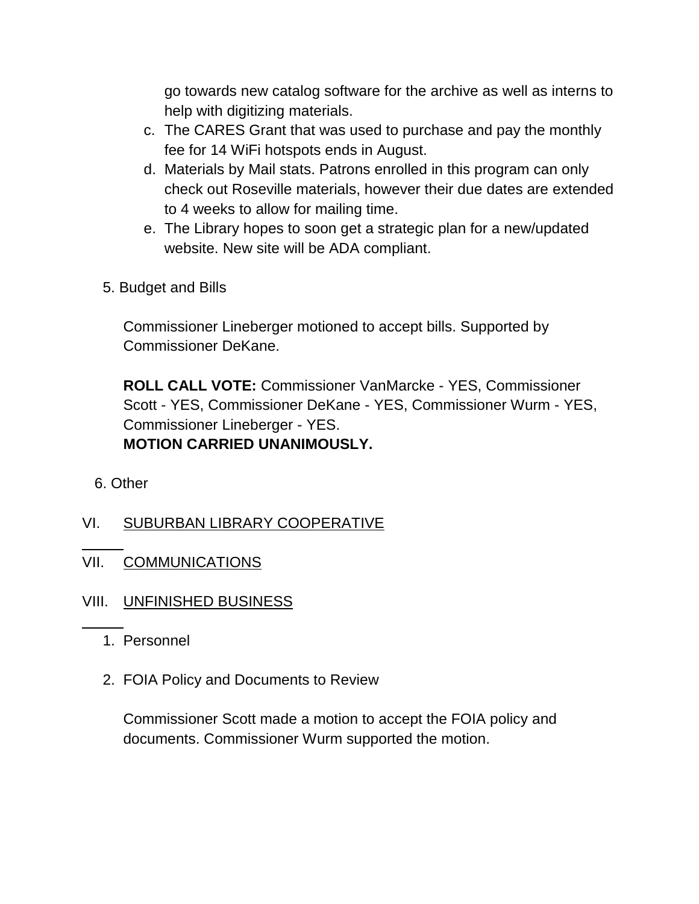go towards new catalog software for the archive as well as interns to help with digitizing materials.

c. The CARES Grant that was used to purchase and pay the monthly fee for 14 WiFi hotspots ends in August.
d. Materials by Mail stats. Patrons enrolled in this program can only check out Roseville materials, however their due dates are extended to 4 weeks to allow for mailing time.
e. The Library hopes to soon get a strategic plan for a new/updated website. New site will be ADA compliant.

5. Budget and Bills

Commissioner Lineberger motioned to accept bills. Supported by Commissioner DeKane.

**ROLL CALL VOTE:** Commissioner VanMarcke - YES, Commissioner Scott - YES, Commissioner DeKane - YES, Commissioner Wurm - YES, Commissioner Lineberger - YES.
**MOTION CARRIED UNANIMOUSLY.**

6. Other

VI. SUBURBAN LIBRARY COOPERATIVE

VII. COMMUNICATIONS

VIII. UNFINISHED BUSINESS

1. Personnel

2. FOIA Policy and Documents to Review

Commissioner Scott made a motion to accept the FOIA policy and documents. Commissioner Wurm supported the motion.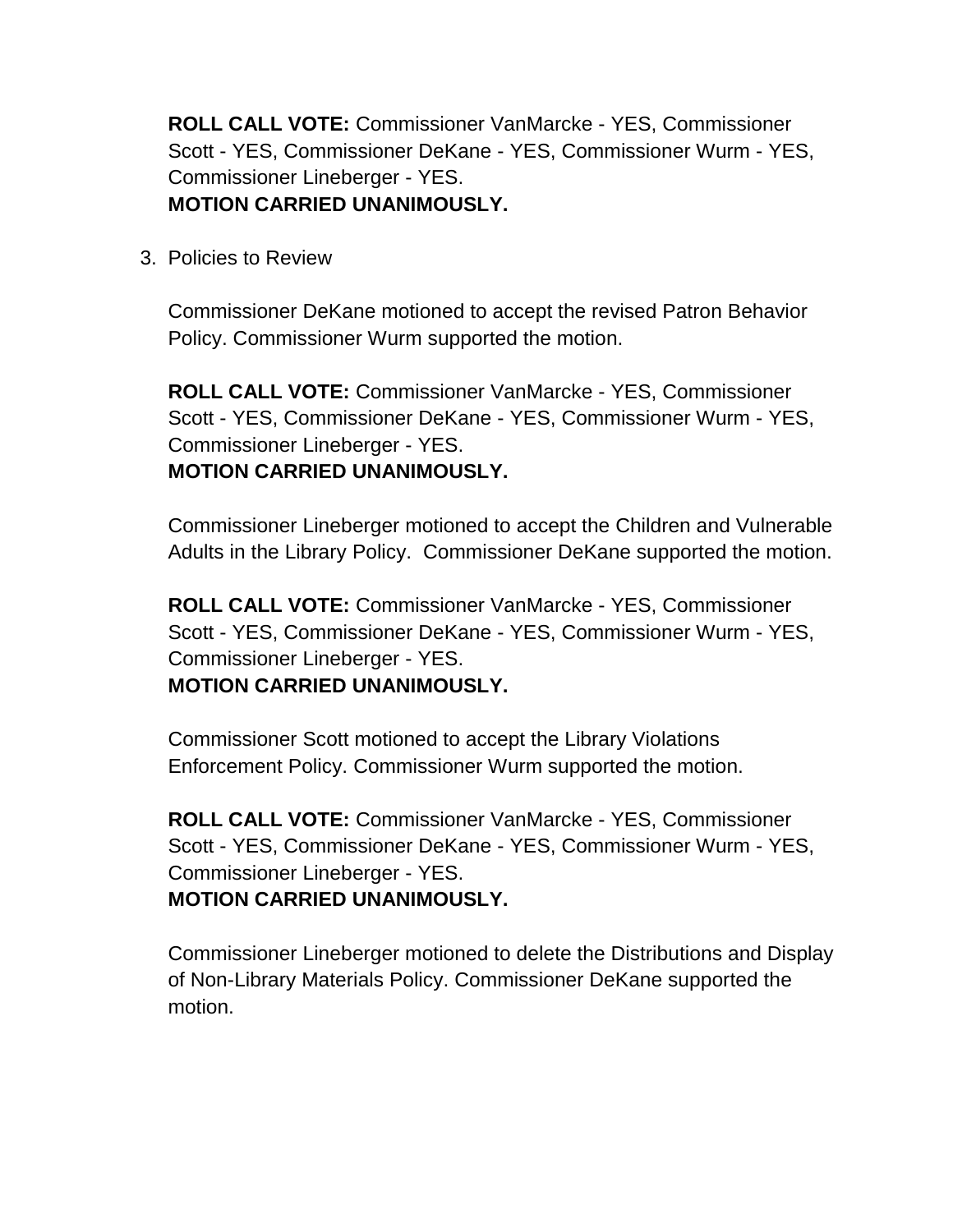**ROLL CALL VOTE:** Commissioner VanMarcke - YES, Commissioner Scott - YES, Commissioner DeKane - YES, Commissioner Wurm - YES, Commissioner Lineberger - YES.
**MOTION CARRIED UNANIMOUSLY.**

3. Policies to Review

   Commissioner DeKane motioned to accept the revised Patron Behavior Policy. Commissioner Wurm supported the motion.

   **ROLL CALL VOTE:** Commissioner VanMarcke - YES, Commissioner Scott - YES, Commissioner DeKane - YES, Commissioner Wurm - YES, Commissioner Lineberger - YES.
   **MOTION CARRIED UNANIMOUSLY.**

   Commissioner Lineberger motioned to accept the Children and Vulnerable Adults in the Library Policy. Commissioner DeKane supported the motion.

   **ROLL CALL VOTE:** Commissioner VanMarcke - YES, Commissioner Scott - YES, Commissioner DeKane - YES, Commissioner Wurm - YES, Commissioner Lineberger - YES.
   **MOTION CARRIED UNANIMOUSLY.**

   Commissioner Scott motioned to accept the Library Violations Enforcement Policy. Commissioner Wurm supported the motion.

   **ROLL CALL VOTE:** Commissioner VanMarcke - YES, Commissioner Scott - YES, Commissioner DeKane - YES, Commissioner Wurm - YES, Commissioner Lineberger - YES.
   **MOTION CARRIED UNANIMOUSLY.**

   Commissioner Lineberger motioned to delete the Distributions and Display of Non-Library Materials Policy. Commissioner DeKane supported the motion.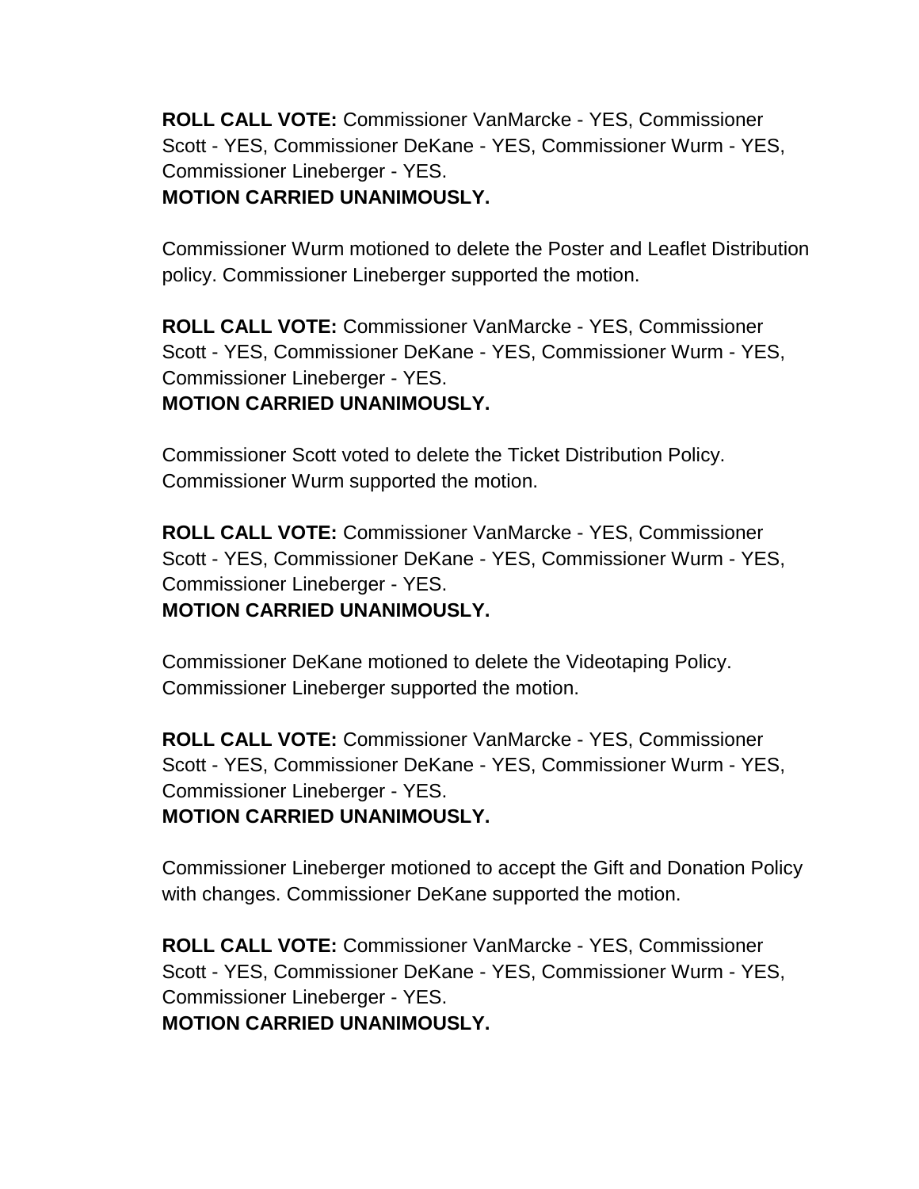**ROLL CALL VOTE:** Commissioner VanMarcke - YES, Commissioner Scott - YES, Commissioner DeKane - YES, Commissioner Wurm - YES, Commissioner Lineberger - YES.
**MOTION CARRIED UNANIMOUSLY.**

Commissioner Wurm motioned to delete the Poster and Leaflet Distribution policy. Commissioner Lineberger supported the motion.

**ROLL CALL VOTE:** Commissioner VanMarcke - YES, Commissioner Scott - YES, Commissioner DeKane - YES, Commissioner Wurm - YES, Commissioner Lineberger - YES.
**MOTION CARRIED UNANIMOUSLY.**

Commissioner Scott voted to delete the Ticket Distribution Policy. Commissioner Wurm supported the motion.

**ROLL CALL VOTE:** Commissioner VanMarcke - YES, Commissioner Scott - YES, Commissioner DeKane - YES, Commissioner Wurm - YES, Commissioner Lineberger - YES.
**MOTION CARRIED UNANIMOUSLY.**

Commissioner DeKane motioned to delete the Videotaping Policy. Commissioner Lineberger supported the motion.

**ROLL CALL VOTE:** Commissioner VanMarcke - YES, Commissioner Scott - YES, Commissioner DeKane - YES, Commissioner Wurm - YES, Commissioner Lineberger - YES.
**MOTION CARRIED UNANIMOUSLY.**

Commissioner Lineberger motioned to accept the Gift and Donation Policy with changes. Commissioner DeKane supported the motion.

**ROLL CALL VOTE:** Commissioner VanMarcke - YES, Commissioner Scott - YES, Commissioner DeKane - YES, Commissioner Wurm - YES, Commissioner Lineberger - YES.
**MOTION CARRIED UNANIMOUSLY.**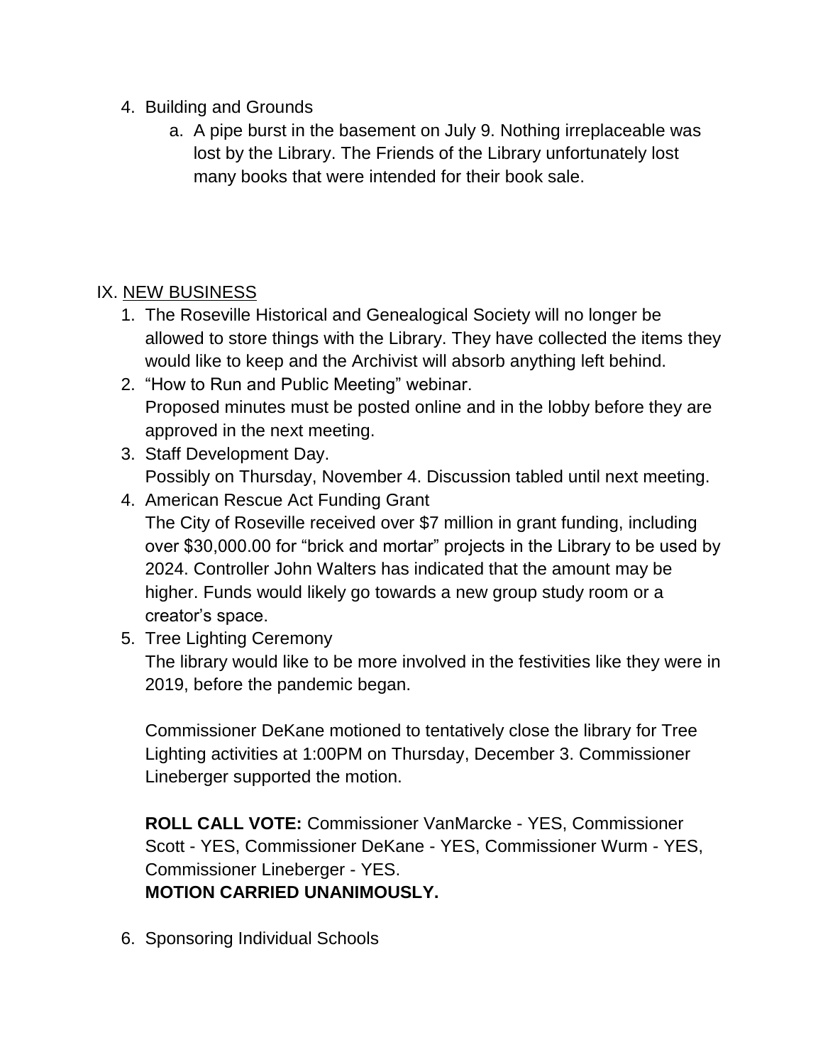4. Building and Grounds
    a. A pipe burst in the basement on July 9. Nothing irreplaceable was lost by the Library. The Friends of the Library unfortunately lost many books that were intended for their book sale.

IX. <u>NEW BUSINESS</u>

1. The Roseville Historical and Genealogical Society will no longer be allowed to store things with the Library. They have collected the items they would like to keep and the Archivist will absorb anything left behind.
2. “How to Run and Public Meeting” webinar.
   Proposed minutes must be posted online and in the lobby before they are approved in the next meeting.
3. Staff Development Day.
   Possibly on Thursday, November 4. Discussion tabled until next meeting.
4. American Rescue Act Funding Grant
   The City of Roseville received over $7 million in grant funding, including over $30,000.00 for “brick and mortar” projects in the Library to be used by 2024. Controller John Walters has indicated that the amount may be higher. Funds would likely go towards a new group study room or a creator’s space.
5. Tree Lighting Ceremony
   The library would like to be more involved in the festivities like they were in 2019, before the pandemic began.

   Commissioner DeKane motioned to tentatively close the library for Tree Lighting activities at 1:00PM on Thursday, December 3. Commissioner Lineberger supported the motion.

   **ROLL CALL VOTE:** Commissioner VanMarcke - YES, Commissioner Scott - YES, Commissioner DeKane - YES, Commissioner Wurm - YES, Commissioner Lineberger - YES.
   **MOTION CARRIED UNANIMOUSLY.**

6. Sponsoring Individual Schools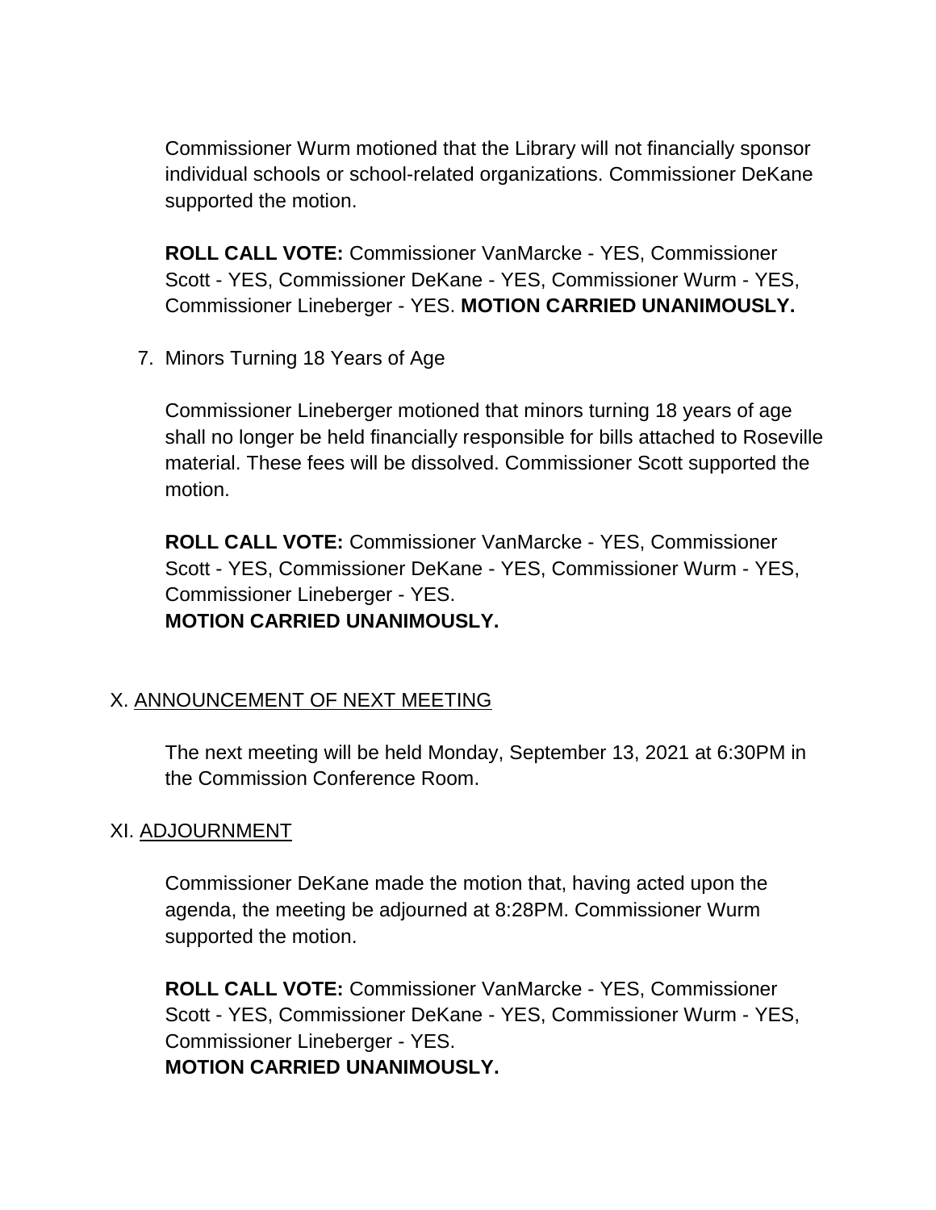Commissioner Wurm motioned that the Library will not financially sponsor individual schools or school-related organizations. Commissioner DeKane supported the motion.

**ROLL CALL VOTE:** Commissioner VanMarcke - YES, Commissioner Scott - YES, Commissioner DeKane - YES, Commissioner Wurm - YES, Commissioner Lineberger - YES. **MOTION CARRIED UNANIMOUSLY.**

7. Minors Turning 18 Years of Age

   Commissioner Lineberger motioned that minors turning 18 years of age shall no longer be held financially responsible for bills attached to Roseville material. These fees will be dissolved. Commissioner Scott supported the motion.

   **ROLL CALL VOTE:** Commissioner VanMarcke - YES, Commissioner Scott - YES, Commissioner DeKane - YES, Commissioner Wurm - YES, Commissioner Lineberger - YES.
   **MOTION CARRIED UNANIMOUSLY.**

## X. ANNOUNCEMENT OF NEXT MEETING

The next meeting will be held Monday, September 13, 2021 at 6:30PM in the Commission Conference Room.

## XI. ADJOURNMENT

Commissioner DeKane made the motion that, having acted upon the agenda, the meeting be adjourned at 8:28PM. Commissioner Wurm supported the motion.

**ROLL CALL VOTE:** Commissioner VanMarcke - YES, Commissioner Scott - YES, Commissioner DeKane - YES, Commissioner Wurm - YES, Commissioner Lineberger - YES.
**MOTION CARRIED UNANIMOUSLY.**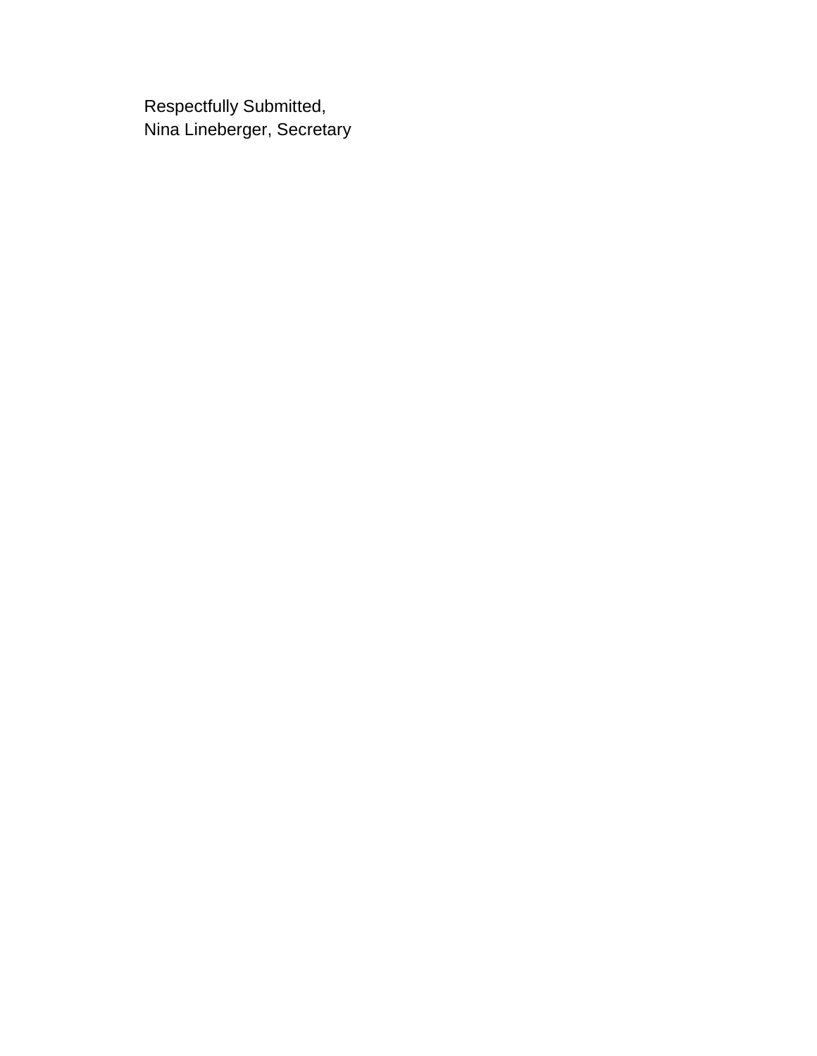Respectfully Submitted,
Nina Lineberger, Secretary